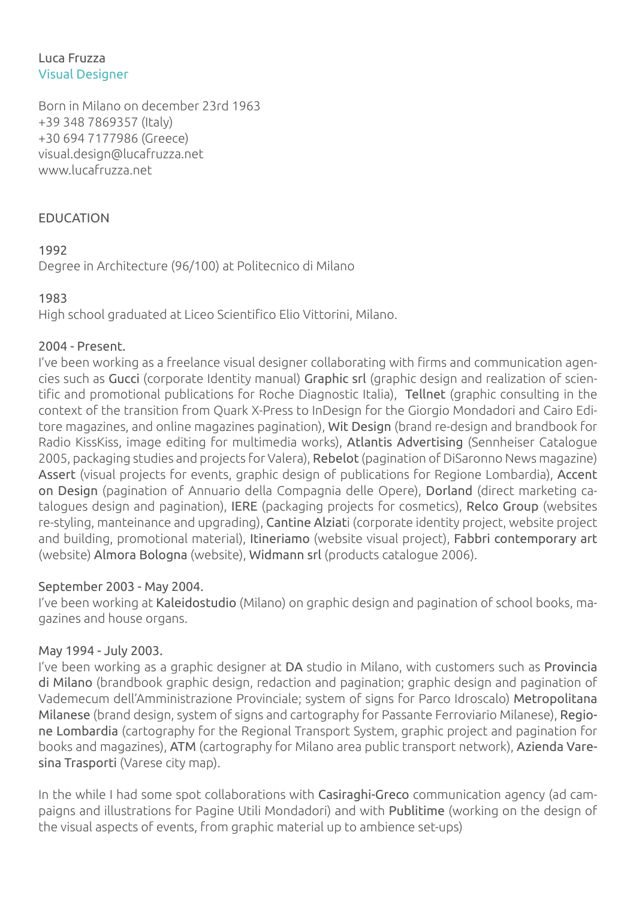Luca Fruzza
Visual Designer

Born in Milano on december 23rd 1963
+39 348 7869357 (Italy)
+30 694 7177986 (Greece)
visual.design@lucafruzza.net
www.lucafruzza.net

## EDUCATION

1992
Degree in Architecture (96/100) at Politecnico di Milano

1983
High school graduated at Liceo Scientifico Elio Vittorini, Milano.

2004 - Present.
I've been working as a freelance visual designer collaborating with firms and communication agencies such as Gucci (corporate Identity manual) Graphic srl (graphic design and realization of scientific and promotional publications for Roche Diagnostic Italia), Tellnet (graphic consulting in the context of the transition from Quark X-Press to InDesign for the Giorgio Mondadori and Cairo Editore magazines, and online magazines pagination), Wit Design (brand re-design and brandbook for Radio KissKiss, image editing for multimedia works), Atlantis Advertising (Sennheiser Catalogue 2005, packaging studies and projects for Valera), Rebelot (pagination of DiSaronno News magazine) Assert (visual projects for events, graphic design of publications for Regione Lombardia), Accent on Design (pagination of Annuario della Compagnia delle Opere), Dorland (direct marketing catalogues design and pagination), IERE (packaging projects for cosmetics), Relco Group (websites re-styling, manteinance and upgrading), Cantine Alziati (corporate identity project, website project and building, promotional material), Itineriamo (website visual project), Fabbri contemporary art (website) Almora Bologna (website), Widmann srl (products catalogue 2006).

September 2003 - May 2004.
I've been working at Kaleidostudio (Milano) on graphic design and pagination of school books, magazines and house organs.

May 1994 - July 2003.
I've been working as a graphic designer at DA studio in Milano, with customers such as Provincia di Milano (brandbook graphic design, redaction and pagination; graphic design and pagination of Vademecum dell'Amministrazione Provinciale; system of signs for Parco Idroscalo) Metropolitana Milanese (brand design, system of signs and cartography for Passante Ferroviario Milanese), Regione Lombardia (cartography for the Regional Transport System, graphic project and pagination for books and magazines), ATM (cartography for Milano area public transport network), Azienda Varesina Trasporti (Varese city map).

In the while I had some spot collaborations with Casiraghi-Greco communication agency (ad campaigns and illustrations for Pagine Utili Mondadori) and with Publitime (working on the design of the visual aspects of events, from graphic material up to ambience set-ups)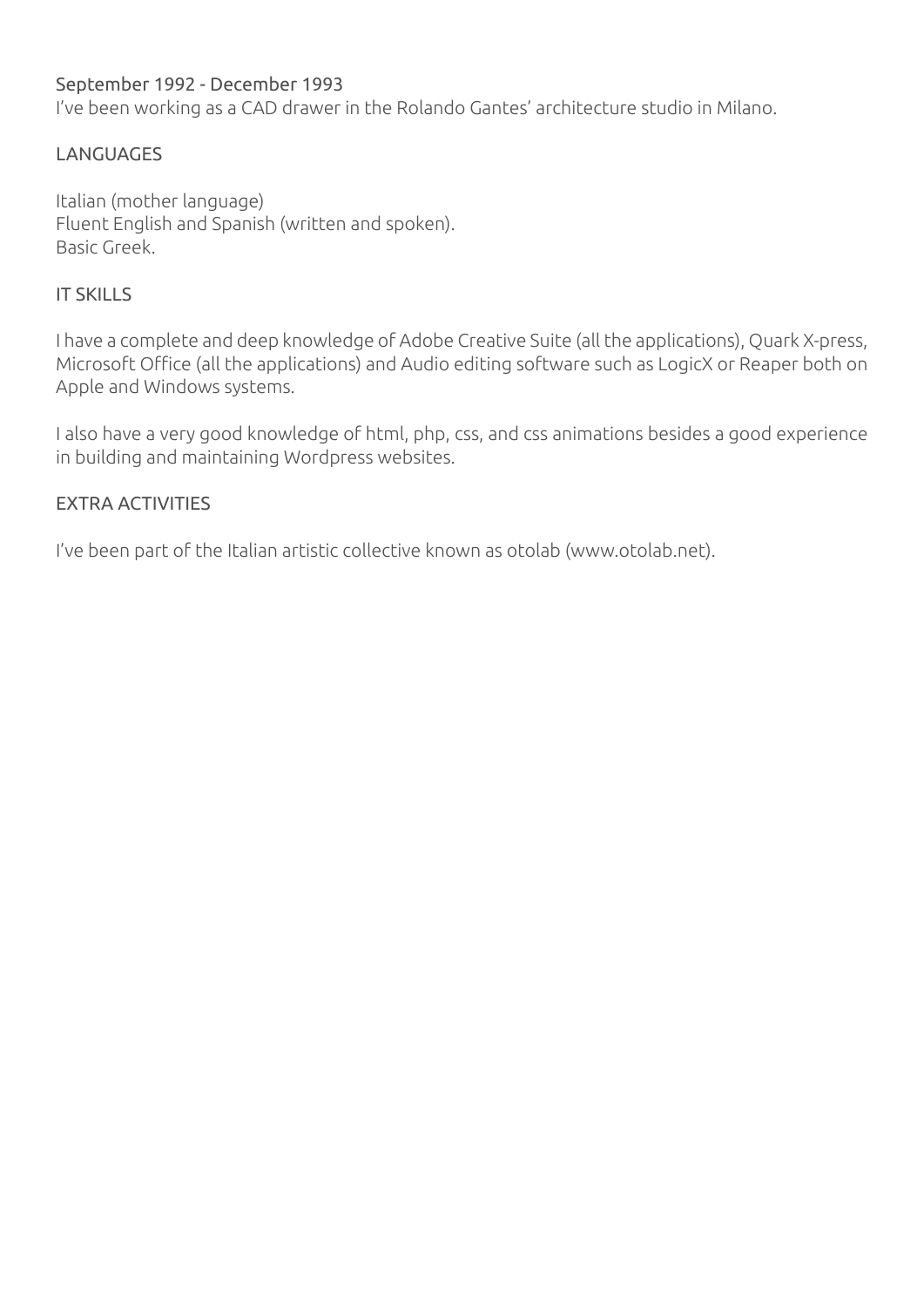September 1992 - December 1993
I've been working as a CAD drawer in the Rolando Gantes' architecture studio in Milano.

## LANGUAGES

Italian (mother language)
Fluent English and Spanish (written and spoken).
Basic Greek.

## IT SKILLS

I have a complete and deep knowledge of Adobe Creative Suite (all the applications), Quark X-press, Microsoft Office (all the applications) and Audio editing software such as LogicX or Reaper both on Apple and Windows systems.

I also have a very good knowledge of html, php, css, and css animations besides a good experience in building and maintaining Wordpress websites.

## EXTRA ACTIVITIES

I've been part of the Italian artistic collective known as otolab (www.otolab.net).